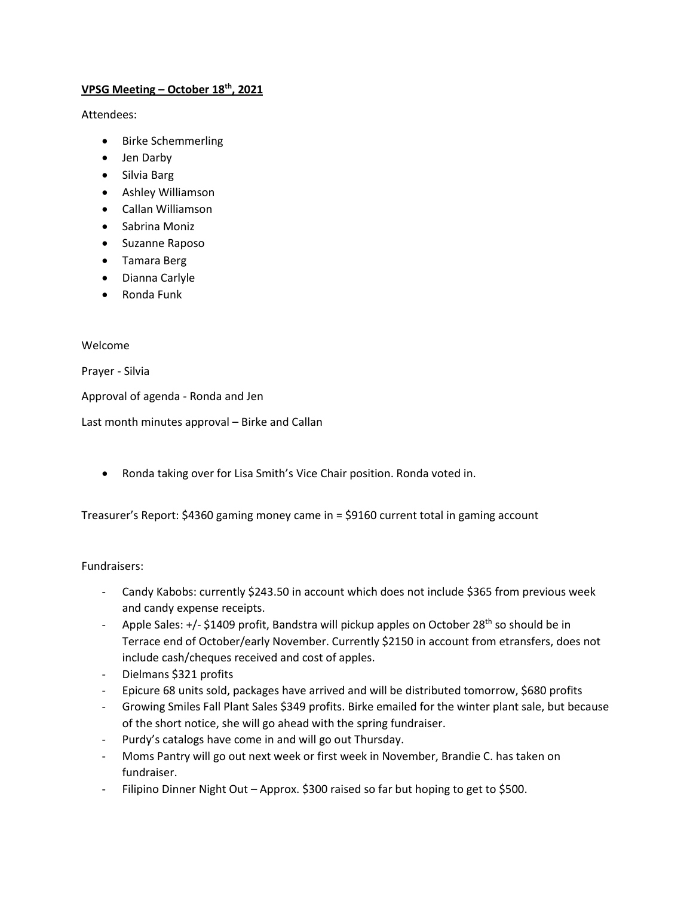**VPSG Meeting – October 18th, 2021**

Attendees:

- Birke Schemmerling
- Jen Darby
- Silvia Barg
- Ashley Williamson
- Callan Williamson
- Sabrina Moniz
- Suzanne Raposo
- Tamara Berg
- Dianna Carlyle
- Ronda Funk

Welcome

Prayer - Silvia

Approval of agenda - Ronda and Jen

Last month minutes approval – Birke and Callan

- Ronda taking over for Lisa Smith's Vice Chair position. Ronda voted in.

Treasurer's Report: $4360 gaming money came in = $9160 current total in gaming account

Fundraisers:

- Candy Kabobs: currently $243.50 in account which does not include $365 from previous week and candy expense receipts.
- Apple Sales: +/- $1409 profit, Bandstra will pickup apples on October 28th so should be in Terrace end of October/early November. Currently $2150 in account from etransfers, does not include cash/cheques received and cost of apples.
- Dielmans $321 profits
- Epicure 68 units sold, packages have arrived and will be distributed tomorrow, $680 profits
- Growing Smiles Fall Plant Sales $349 profits. Birke emailed for the winter plant sale, but because of the short notice, she will go ahead with the spring fundraiser.
- Purdy's catalogs have come in and will go out Thursday.
- Moms Pantry will go out next week or first week in November, Brandie C. has taken on fundraiser.
- Filipino Dinner Night Out – Approx. $300 raised so far but hoping to get to $500.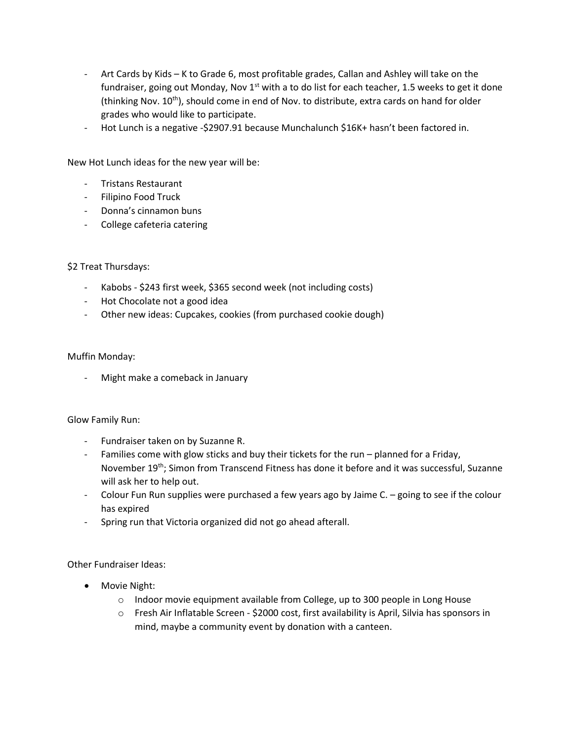- Art Cards by Kids – K to Grade 6, most profitable grades, Callan and Ashley will take on the fundraiser, going out Monday, Nov 1st with a to do list for each teacher, 1.5 weeks to get it done (thinking Nov. 10th), should come in end of Nov. to distribute, extra cards on hand for older grades who would like to participate.
- Hot Lunch is a negative -$2907.91 because Munchalunch $16K+ hasn't been factored in.

New Hot Lunch ideas for the new year will be:

- Tristans Restaurant
- Filipino Food Truck
- Donna's cinnamon buns
- College cafeteria catering

$2 Treat Thursdays:

- Kabobs - $243 first week, $365 second week (not including costs)
- Hot Chocolate not a good idea
- Other new ideas: Cupcakes, cookies (from purchased cookie dough)

Muffin Monday:

- Might make a comeback in January

Glow Family Run:

- Fundraiser taken on by Suzanne R.
- Families come with glow sticks and buy their tickets for the run – planned for a Friday, November 19th; Simon from Transcend Fitness has done it before and it was successful, Suzanne will ask her to help out.
- Colour Fun Run supplies were purchased a few years ago by Jaime C. – going to see if the colour has expired
- Spring run that Victoria organized did not go ahead afterall.

Other Fundraiser Ideas:

- Movie Night:
  - Indoor movie equipment available from College, up to 300 people in Long House
  - Fresh Air Inflatable Screen - $2000 cost, first availability is April, Silvia has sponsors in mind, maybe a community event by donation with a canteen.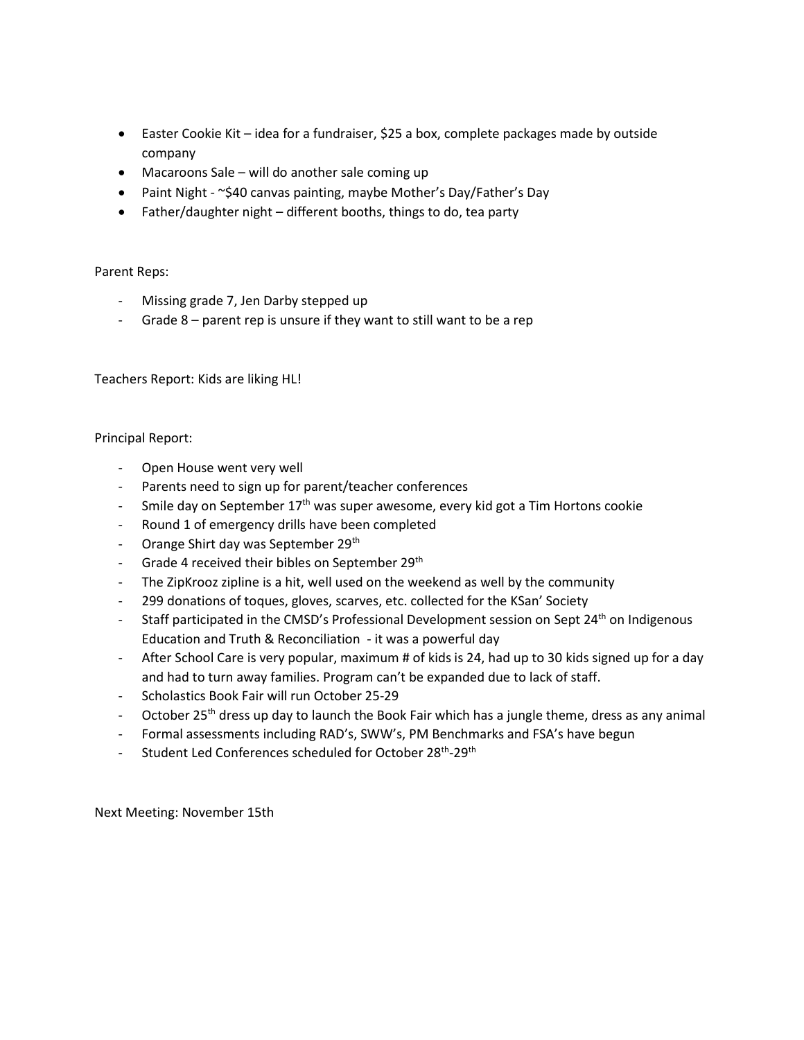- Easter Cookie Kit – idea for a fundraiser, $25 a box, complete packages made by outside company
- Macaroons Sale – will do another sale coming up
- Paint Night - ~$40 canvas painting, maybe Mother's Day/Father's Day
- Father/daughter night – different booths, things to do, tea party

Parent Reps:

- Missing grade 7, Jen Darby stepped up
- Grade 8 – parent rep is unsure if they want to still want to be a rep

Teachers Report: Kids are liking HL!

Principal Report:

- Open House went very well
- Parents need to sign up for parent/teacher conferences
- Smile day on September 17th was super awesome, every kid got a Tim Hortons cookie
- Round 1 of emergency drills have been completed
- Orange Shirt day was September 29th
- Grade 4 received their bibles on September 29th
- The ZipKrooz zipline is a hit, well used on the weekend as well by the community
- 299 donations of toques, gloves, scarves, etc. collected for the KSan' Society
- Staff participated in the CMSD's Professional Development session on Sept 24th on Indigenous Education and Truth & Reconciliation - it was a powerful day
- After School Care is very popular, maximum # of kids is 24, had up to 30 kids signed up for a day and had to turn away families. Program can't be expanded due to lack of staff.
- Scholastics Book Fair will run October 25-29
- October 25th dress up day to launch the Book Fair which has a jungle theme, dress as any animal
- Formal assessments including RAD's, SWW's, PM Benchmarks and FSA's have begun
- Student Led Conferences scheduled for October 28th-29th

Next Meeting: November 15th